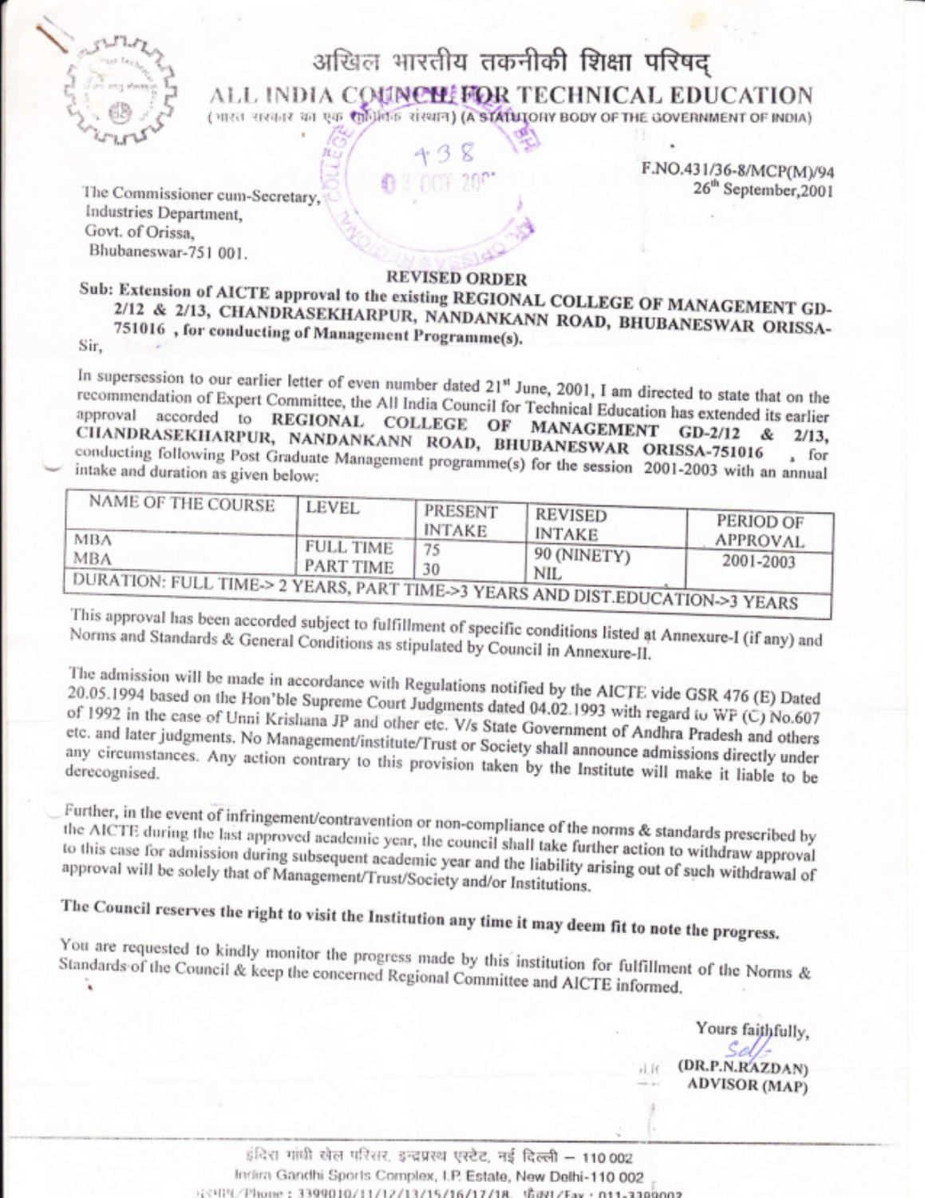# अखिल भारतीय तकनीकी शिक्षा परिषद्

# ALL INDIA COUNCIL FOR TECHNICAL EDUCATION

(भारत सरकार का एक सांविधिक संस्थान) (A STATUTORY BODY OF THE GOVERNMENT OF INDIA)

F.NO.431/36-8/MCP(M)/94
26th September,2001

The Commissioner cum-Secretary,
Industries Department,
Govt. of Orissa,
Bhubaneswar-751 001.

**REVISED ORDER**

**Sub: Extension of AICTE approval to the existing REGIONAL COLLEGE OF MANAGEMENT GD-2/12 & 2/13, CHANDRASEKHARPUR, NANDANKANN ROAD, BHUBANESWAR ORISSA-751016 , for conducting of Management Programme(s).**

Sir,

In supersession to our earlier letter of even number dated 21st June, 2001, I am directed to state that on the recommendation of Expert Committee, the All India Council for Technical Education has extended its earlier approval accorded to **REGIONAL COLLEGE OF MANAGEMENT GD-2/12 & 2/13, CHANDRASEKHARPUR, NANDANKANN ROAD, BHUBANESWAR ORISSA-751016** , for conducting following Post Graduate Management programme(s) for the session 2001-2003 with an annual intake and duration as given below:

| NAME OF THE COURSE | LEVEL | PRESENT INTAKE | REVISED INTAKE | PERIOD OF APPROVAL |
|---|---|---|---|---|
| MBA | FULL TIME | 75 | 90 (NINETY) | 2001-2003 |
| MBA | PART TIME | 30 | NIL | |
| DURATION: FULL TIME-> 2 YEARS, PART TIME->3 YEARS AND DIST.EDUCATION->3 YEARS | | | | |

This approval has been accorded subject to fulfillment of specific conditions listed at Annexure-I (if any) and Norms and Standards & General Conditions as stipulated by Council in Annexure-II.

The admission will be made in accordance with Regulations notified by the AICTE vide GSR 476 (E) Dated 20.05.1994 based on the Hon'ble Supreme Court Judgments dated 04.02.1993 with regard to WP (C) No.607 of 1992 in the case of Unni Krishana JP and other etc. V/s State Government of Andhra Pradesh and others etc. and later judgments. No Management/institute/Trust or Society shall announce admissions directly under any circumstances. Any action contrary to this provision taken by the Institute will make it liable to be derecognised.

Further, in the event of infringement/contravention or non-compliance of the norms & standards prescribed by the AICTE during the last approved academic year, the council shall take further action to withdraw approval to this case for admission during subsequent academic year and the liability arising out of such withdrawal of approval will be solely that of Management/Trust/Society and/or Institutions.

**The Council reserves the right to visit the Institution any time it may deem fit to note the progress.**

You are requested to kindly monitor the progress made by this institution for fulfillment of the Norms & Standards of the Council & keep the concerned Regional Committee and AICTE informed.

Yours faithfully,

Sd/-

**(DR.P.N.RAZDAN)**
**ADVISOR (MAP)**

इंदिरा गांधी खेल परिसर, इन्द्रप्रस्थ एस्टेट, नई दिल्ली – 110 002
Indira Gandhi Sports Complex, I.P. Estate, New Delhi-110 002
दूरभाष/Phone : 3399010/11/12/13/15/16/17/18, फ़ैक्स/Fax : 011-3399002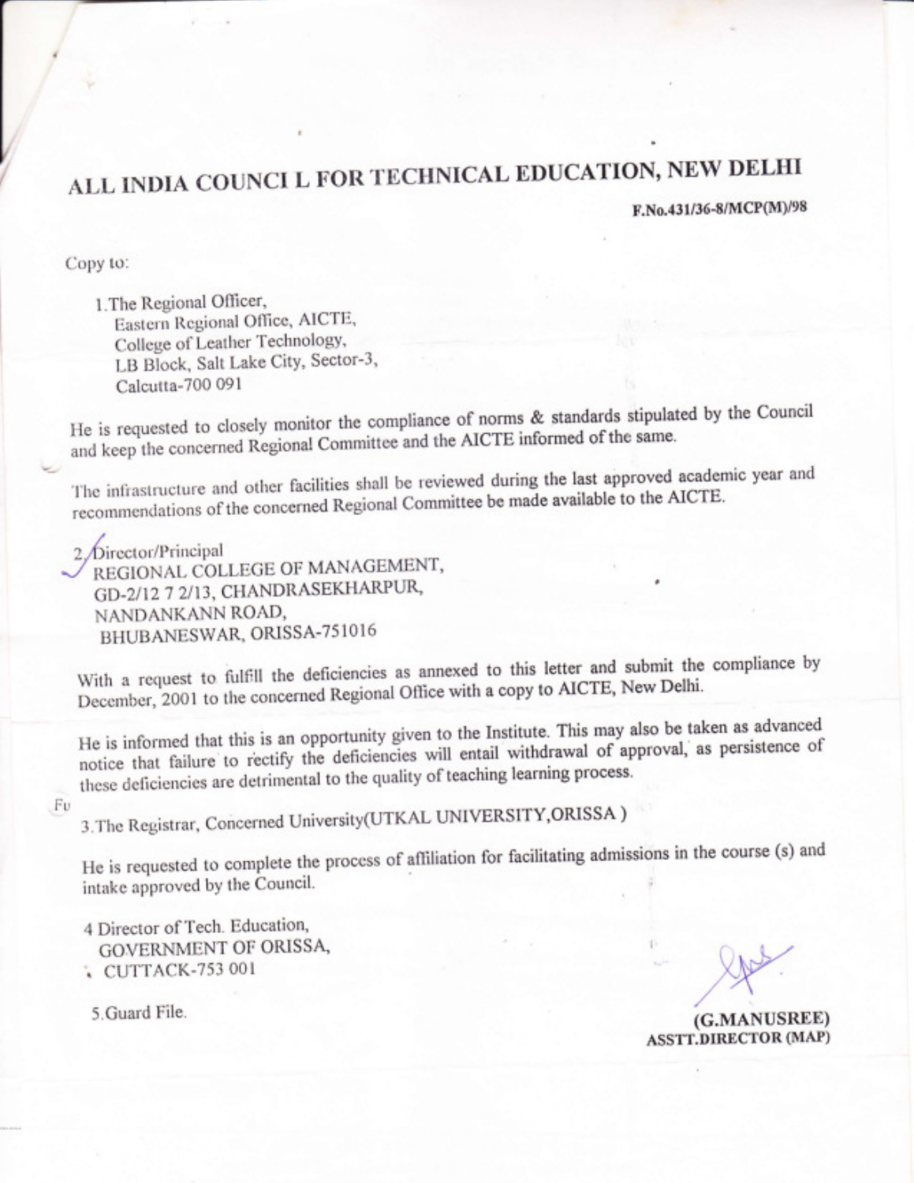# ALL INDIA COUNCI L FOR TECHNICAL EDUCATION, NEW DELHI

**F.No.431/36-8/MCP(M)/98**

Copy to:

1.The Regional Officer,
Eastern Regional Office, AICTE,
College of Leather Technology,
LB Block, Salt Lake City, Sector-3,
Calcutta-700 091

He is requested to closely monitor the compliance of norms & standards stipulated by the Council and keep the concerned Regional Committee and the AICTE informed of the same.

The infrastructure and other facilities shall be reviewed during the last approved academic year and recommendations of the concerned Regional Committee be made available to the AICTE.

2.Director/Principal
REGIONAL COLLEGE OF MANAGEMENT,
GD-2/12 7 2/13, CHANDRASEKHARPUR,
NANDANKANN ROAD,
BHUBANESWAR, ORISSA-751016

With a request to fulfill the deficiencies as annexed to this letter and submit the compliance by December, 2001 to the concerned Regional Office with a copy to AICTE, New Delhi.

He is informed that this is an opportunity given to the Institute. This may also be taken as advanced notice that failure to rectify the deficiencies will entail withdrawal of approval, as persistence of these deficiencies are detrimental to the quality of teaching learning process.

3.The Registrar, Concerned University(UTKAL UNIVERSITY,ORISSA )

He is requested to complete the process of affiliation for facilitating admissions in the course (s) and intake approved by the Council.

4 Director of Tech. Education,
GOVERNMENT OF ORISSA,
CUTTACK-753 001

5.Guard File.

**(G.MANUSREE)**
**ASSTT.DIRECTOR (MAP)**